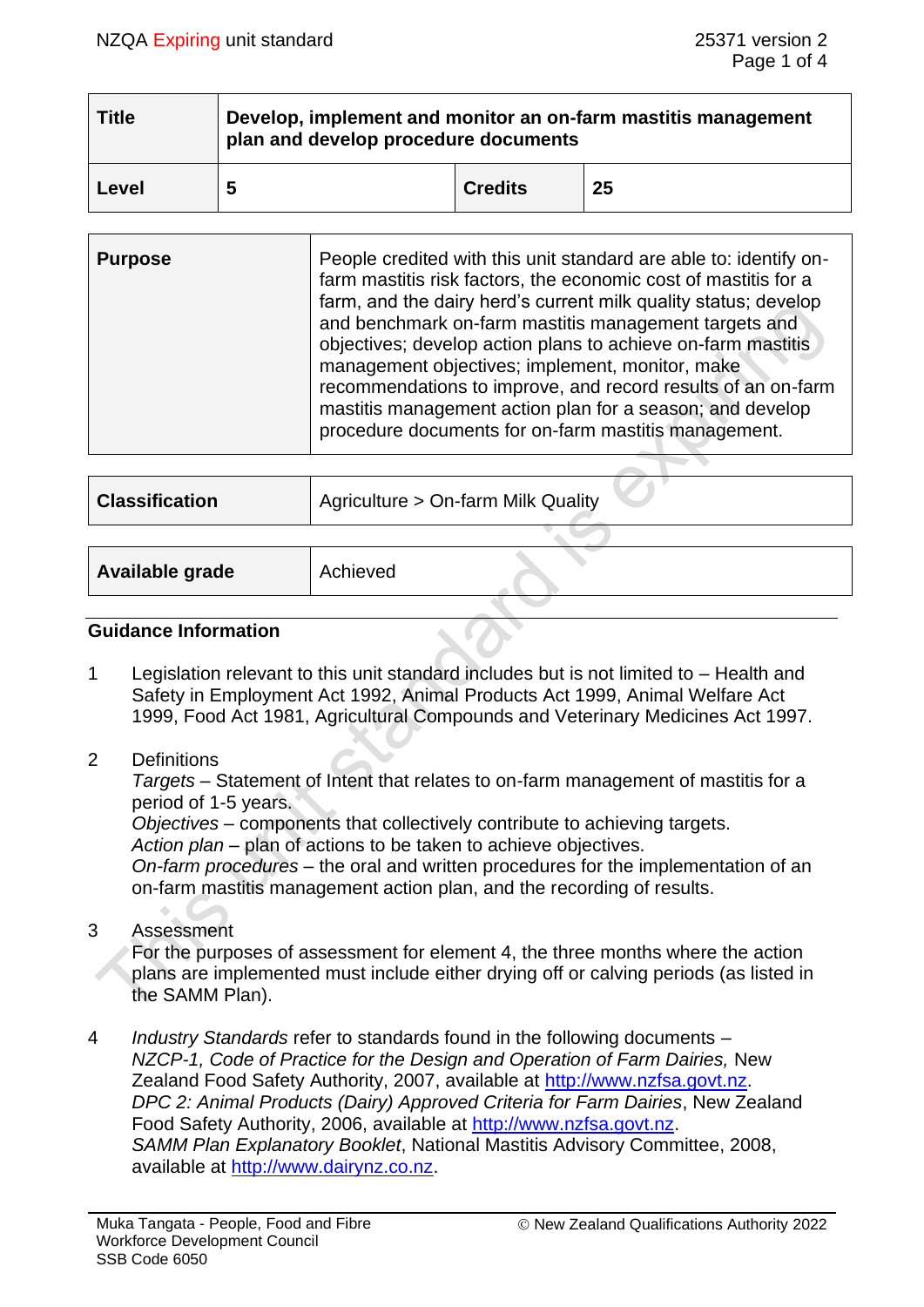| Title | Develop, implement and monitor an on-farm mastitis management plan and develop procedure documents | | |
|---|---|---|---|
| Level | 5 | Credits | 25 |

| Purpose | People credited with this unit standard are able to: identify on-farm mastitis risk factors, the economic cost of mastitis for a farm, and the dairy herd's current milk quality status; develop and benchmark on-farm mastitis management targets and objectives; develop action plans to achieve on-farm mastitis management objectives; implement, monitor, make recommendations to improve, and record results of an on-farm mastitis management action plan for a season; and develop procedure documents for on-farm mastitis management. |
|---|---|

| Classification | Agriculture > On-farm Milk Quality |
|---|---|

| Available grade | Achieved |
|---|---|

## Guidance Information

1. Legislation relevant to this unit standard includes but is not limited to – Health and Safety in Employment Act 1992, Animal Products Act 1999, Animal Welfare Act 1999, Food Act 1981, Agricultural Compounds and Veterinary Medicines Act 1997.

2. Definitions
   *Targets* – Statement of Intent that relates to on-farm management of mastitis for a period of 1-5 years.
   *Objectives* – components that collectively contribute to achieving targets.
   *Action plan* – plan of actions to be taken to achieve objectives.
   *On-farm procedures* – the oral and written procedures for the implementation of an on-farm mastitis management action plan, and the recording of results.

3. Assessment
   For the purposes of assessment for element 4, the three months where the action plans are implemented must include either drying off or calving periods (as listed in the SAMM Plan).

4. *Industry Standards* refer to standards found in the following documents –
   *NZCP-1, Code of Practice for the Design and Operation of Farm Dairies,* New Zealand Food Safety Authority, 2007, available at http://www.nzfsa.govt.nz.
   *DPC 2: Animal Products (Dairy) Approved Criteria for Farm Dairies*, New Zealand Food Safety Authority, 2006, available at http://www.nzfsa.govt.nz.
   *SAMM Plan Explanatory Booklet*, National Mastitis Advisory Committee, 2008, available at http://www.dairynz.co.nz.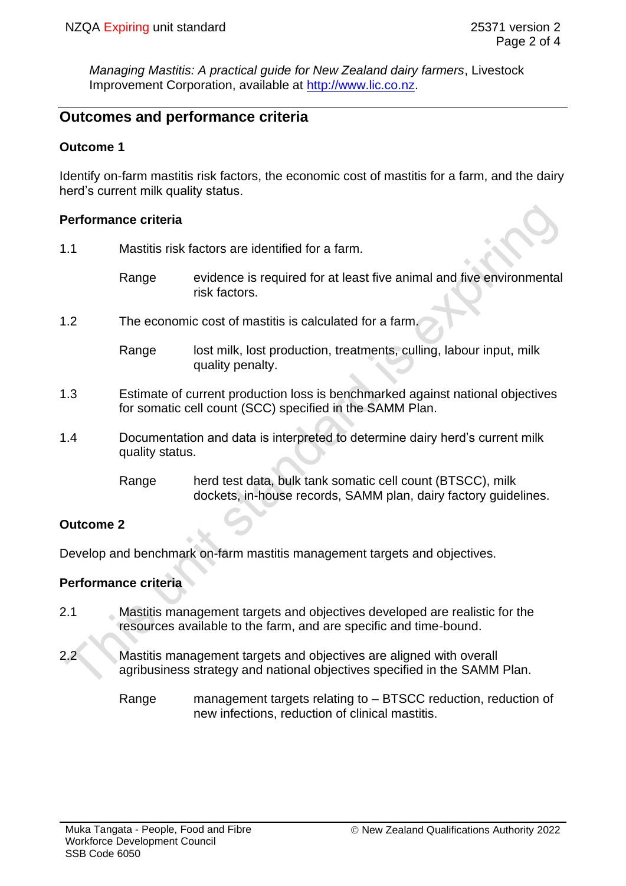*Managing Mastitis: A practical guide for New Zealand dairy farmers*, Livestock Improvement Corporation, available at http://www.lic.co.nz.

## Outcomes and performance criteria

### Outcome 1

Identify on-farm mastitis risk factors, the economic cost of mastitis for a farm, and the dairy herd's current milk quality status.

#### Performance criteria

1.1 Mastitis risk factors are identified for a farm.

Range: evidence is required for at least five animal and five environmental risk factors.

1.2 The economic cost of mastitis is calculated for a farm.

Range: lost milk, lost production, treatments, culling, labour input, milk quality penalty.

1.3 Estimate of current production loss is benchmarked against national objectives for somatic cell count (SCC) specified in the SAMM Plan.

1.4 Documentation and data is interpreted to determine dairy herd's current milk quality status.

Range: herd test data, bulk tank somatic cell count (BTSCC), milk dockets, in-house records, SAMM plan, dairy factory guidelines.

### Outcome 2

Develop and benchmark on-farm mastitis management targets and objectives.

#### Performance criteria

2.1 Mastitis management targets and objectives developed are realistic for the resources available to the farm, and are specific and time-bound.

2.2 Mastitis management targets and objectives are aligned with overall agribusiness strategy and national objectives specified in the SAMM Plan.

Range: management targets relating to – BTSCC reduction, reduction of new infections, reduction of clinical mastitis.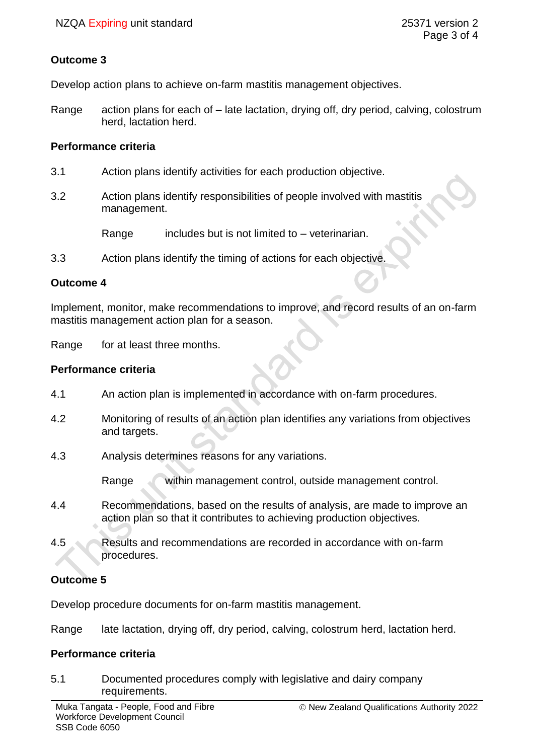## Outcome 3

Develop action plans to achieve on-farm mastitis management objectives.

Range action plans for each of – late lactation, drying off, dry period, calving, colostrum herd, lactation herd.

### Performance criteria

3.1 Action plans identify activities for each production objective.

3.2 Action plans identify responsibilities of people involved with mastitis management.

Range includes but is not limited to – veterinarian.

3.3 Action plans identify the timing of actions for each objective.

## Outcome 4

Implement, monitor, make recommendations to improve, and record results of an on-farm mastitis management action plan for a season.

Range for at least three months.

### Performance criteria

4.1 An action plan is implemented in accordance with on-farm procedures.

4.2 Monitoring of results of an action plan identifies any variations from objectives and targets.

4.3 Analysis determines reasons for any variations.

Range within management control, outside management control.

4.4 Recommendations, based on the results of analysis, are made to improve an action plan so that it contributes to achieving production objectives.

4.5 Results and recommendations are recorded in accordance with on-farm procedures.

## Outcome 5

Develop procedure documents for on-farm mastitis management.

Range late lactation, drying off, dry period, calving, colostrum herd, lactation herd.

### Performance criteria

5.1 Documented procedures comply with legislative and dairy company requirements.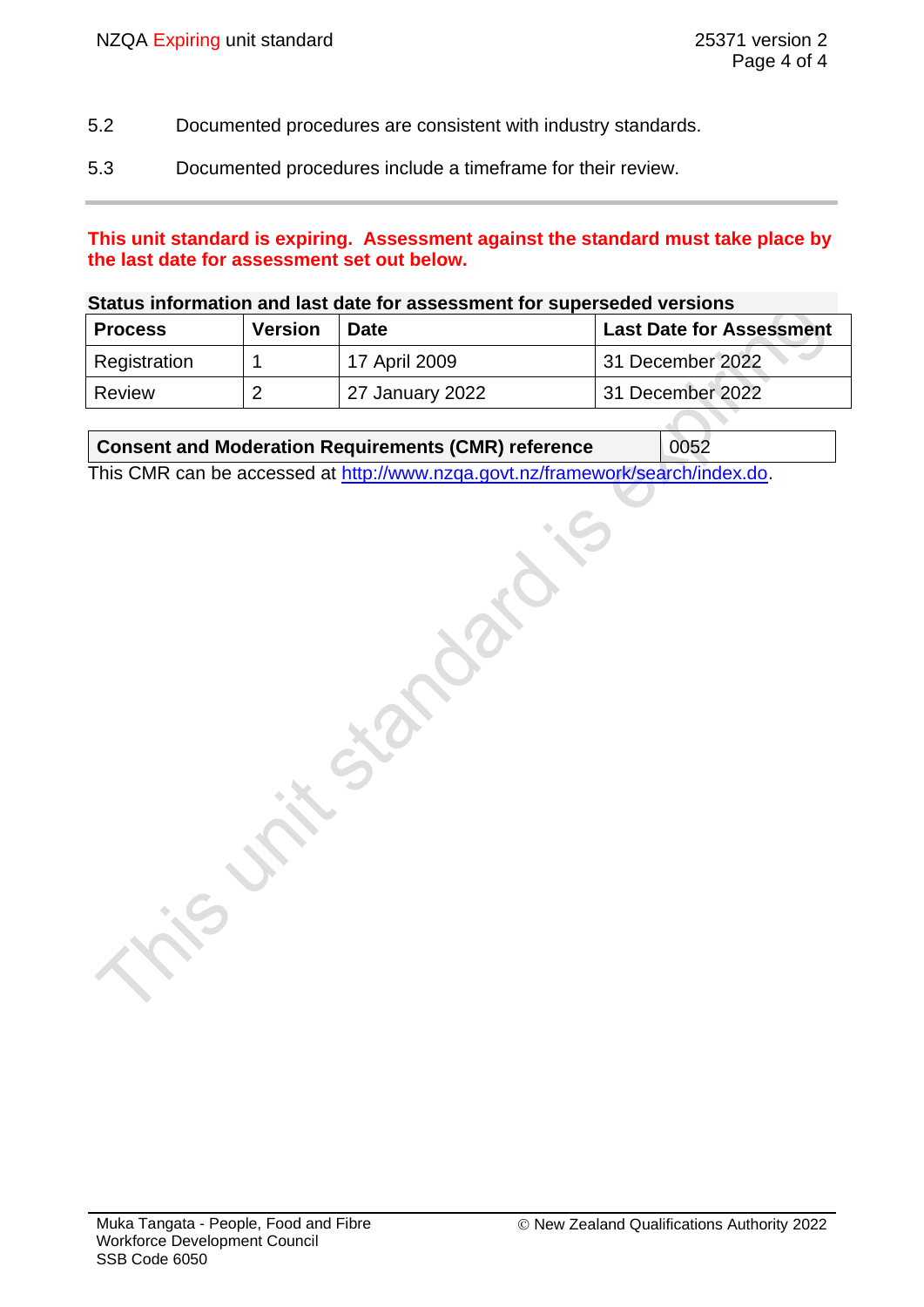5.2 Documented procedures are consistent with industry standards.

5.3 Documented procedures include a timeframe for their review.

---

**This unit standard is expiring. Assessment against the standard must take place by the last date for assessment set out below.**

**Status information and last date for assessment for superseded versions**

| **Process** | **Version** | **Date** | **Last Date for Assessment** |
|---|---|---|---|
| Registration | 1 | 17 April 2009 | 31 December 2022 |
| Review | 2 | 27 January 2022 | 31 December 2022 |

| **Consent and Moderation Requirements (CMR) reference** | 0052 |
|---|---|

This CMR can be accessed at http://www.nzqa.govt.nz/framework/search/index.do.